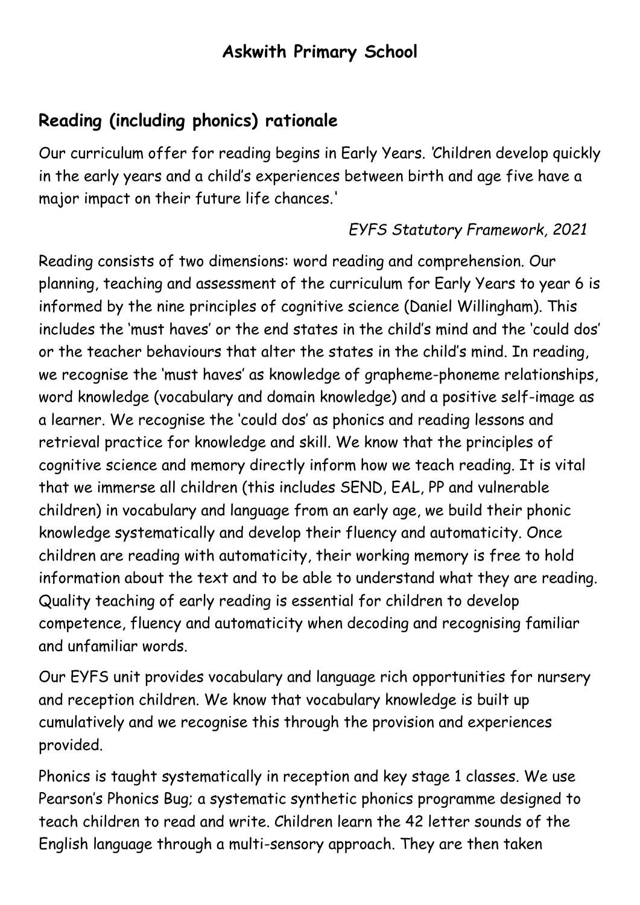# Askwith Primary School

## Reading (including phonics) rationale

Our curriculum offer for reading begins in Early Years. *'Children develop quickly in the early years and a child's experiences between birth and age five have a major impact on their future life chances.'*

*EYFS Statutory Framework, 2021*

Reading consists of two dimensions: word reading and comprehension. Our planning, teaching and assessment of the curriculum for Early Years to year 6 is informed by the nine principles of cognitive science (Daniel Willingham). This includes the 'must haves' or the end states in the child's mind and the 'could dos' or the teacher behaviours that alter the states in the child's mind. In reading, we recognise the 'must haves' as knowledge of grapheme-phoneme relationships, word knowledge (vocabulary and domain knowledge) and a positive self-image as a learner. We recognise the 'could dos' as phonics and reading lessons and retrieval practice for knowledge and skill. We know that the principles of cognitive science and memory directly inform how we teach reading. It is vital that we immerse all children (this includes SEND, EAL, PP and vulnerable children) in vocabulary and language from an early age, we build their phonic knowledge systematically and develop their fluency and automaticity. Once children are reading with automaticity, their working memory is free to hold information about the text and to be able to understand what they are reading. Quality teaching of early reading is essential for children to develop competence, fluency and automaticity when decoding and recognising familiar and unfamiliar words.

Our EYFS unit provides vocabulary and language rich opportunities for nursery and reception children. We know that vocabulary knowledge is built up cumulatively and we recognise this through the provision and experiences provided.

Phonics is taught systematically in reception and key stage 1 classes. We use Pearson's Phonics Bug; a systematic synthetic phonics programme designed to teach children to read and write. Children learn the 42 letter sounds of the English language through a multi-sensory approach. They are then taken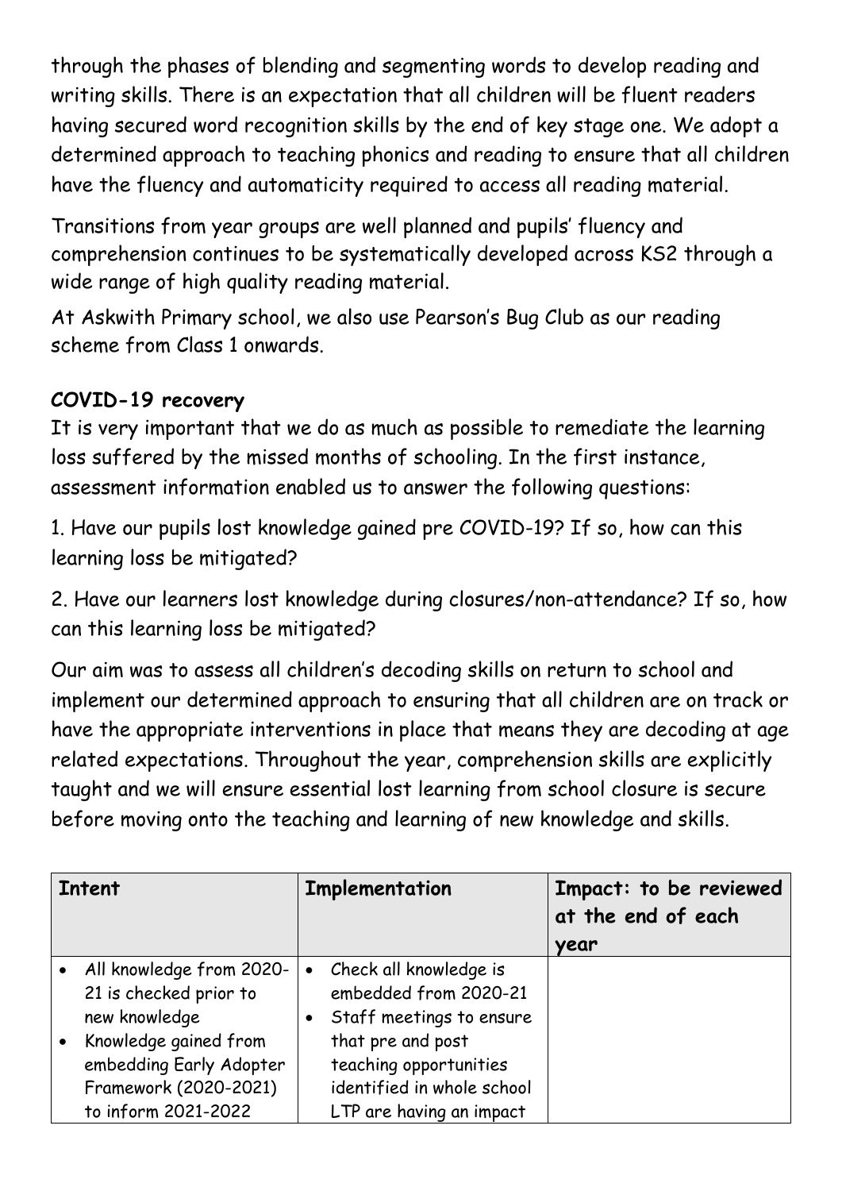through the phases of blending and segmenting words to develop reading and writing skills. There is an expectation that all children will be fluent readers having secured word recognition skills by the end of key stage one. We adopt a determined approach to teaching phonics and reading to ensure that all children have the fluency and automaticity required to access all reading material.

Transitions from year groups are well planned and pupils' fluency and comprehension continues to be systematically developed across KS2 through a wide range of high quality reading material.

At Askwith Primary school, we also use Pearson's Bug Club as our reading scheme from Class 1 onwards.

**COVID-19 recovery**

It is very important that we do as much as possible to remediate the learning loss suffered by the missed months of schooling. In the first instance, assessment information enabled us to answer the following questions:

1. Have our pupils lost knowledge gained pre COVID-19? If so, how can this learning loss be mitigated?

2. Have our learners lost knowledge during closures/non-attendance? If so, how can this learning loss be mitigated?

Our aim was to assess all children's decoding skills on return to school and implement our determined approach to ensuring that all children are on track or have the appropriate interventions in place that means they are decoding at age related expectations. Throughout the year, comprehension skills are explicitly taught and we will ensure essential lost learning from school closure is secure before moving onto the teaching and learning of new knowledge and skills.

| Intent | Implementation | Impact: to be reviewed at the end of each year |
|---|---|---|
| • All knowledge from 2020-21 is checked prior to new knowledge<br>• Knowledge gained from embedding Early Adopter Framework (2020-2021) to inform 2021-2022 | • Check all knowledge is embedded from 2020-21<br>• Staff meetings to ensure that pre and post teaching opportunities identified in whole school LTP are having an impact | |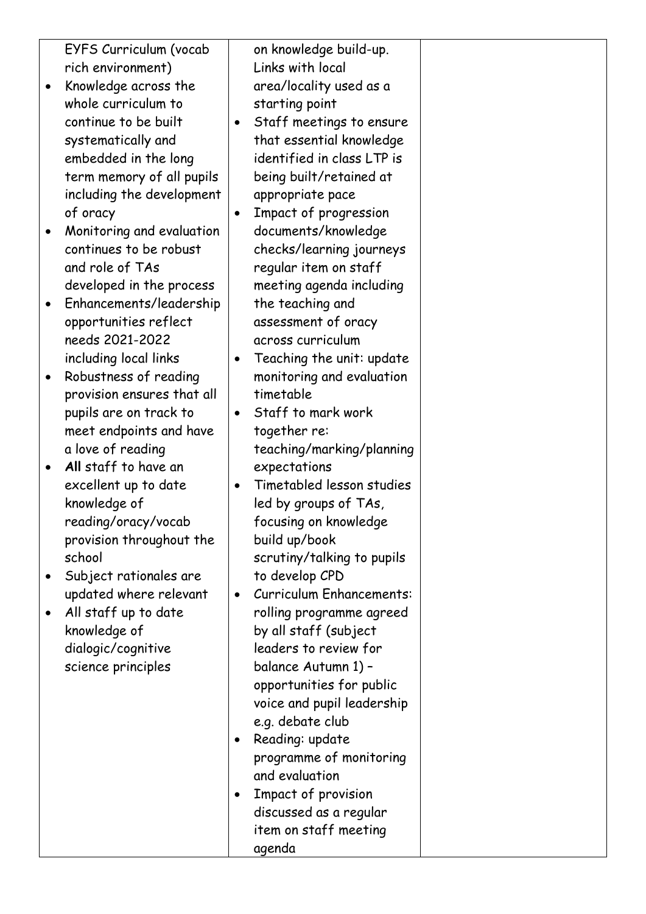| | | |
|---|---|---|
| EYFS Curriculum (vocab rich environment)<br>• Knowledge across the whole curriculum to continue to be built systematically and embedded in the long term memory of all pupils including the development of oracy<br>• Monitoring and evaluation continues to be robust and role of TAs developed in the process<br>• Enhancements/leadership opportunities reflect needs 2021-2022 including local links<br>• Robustness of reading provision ensures that all pupils are on track to meet endpoints and have a love of reading<br>• **All** staff to have an excellent up to date knowledge of reading/oracy/vocab provision throughout the school<br>• Subject rationales are updated where relevant<br>• All staff up to date knowledge of dialogic/cognitive science principles | on knowledge build-up. Links with local area/locality used as a starting point<br>• Staff meetings to ensure that essential knowledge identified in class LTP is being built/retained at appropriate pace<br>• Impact of progression documents/knowledge checks/learning journeys regular item on staff meeting agenda including the teaching and assessment of oracy across curriculum<br>• Teaching the unit: update monitoring and evaluation timetable<br>• Staff to mark work together re: teaching/marking/planning expectations<br>• Timetabled lesson studies led by groups of TAs, focusing on knowledge build up/book scrutiny/talking to pupils to develop CPD<br>• Curriculum Enhancements: rolling programme agreed by all staff (subject leaders to review for balance Autumn 1) – opportunities for public voice and pupil leadership e.g. debate club<br>• Reading: update programme of monitoring and evaluation<br>• Impact of provision discussed as a regular item on staff meeting agenda | |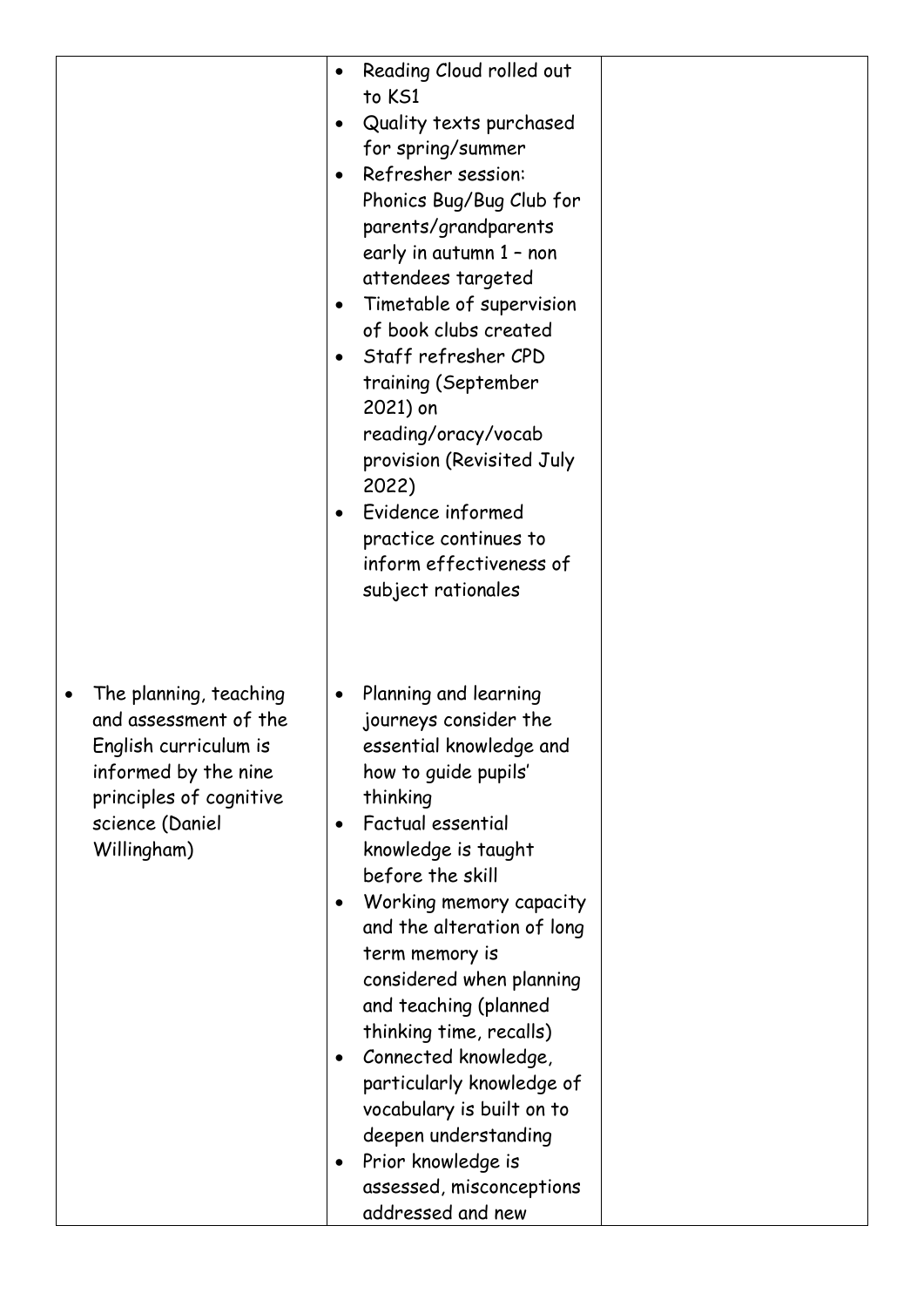| | | |
|---|---|---|
| | • Reading Cloud rolled out to KS1<br>• Quality texts purchased for spring/summer<br>• Refresher session: Phonics Bug/Bug Club for parents/grandparents early in autumn 1 – non attendees targeted<br>• Timetable of supervision of book clubs created<br>• Staff refresher CPD training (September 2021) on reading/oracy/vocab provision (Revisited July 2022)<br>• Evidence informed practice continues to inform effectiveness of subject rationales | |
| • The planning, teaching and assessment of the English curriculum is informed by the nine principles of cognitive science (Daniel Willingham) | • Planning and learning journeys consider the essential knowledge and how to guide pupils' thinking<br>• Factual essential knowledge is taught before the skill<br>• Working memory capacity and the alteration of long term memory is considered when planning and teaching (planned thinking time, recalls)<br>• Connected knowledge, particularly knowledge of vocabulary is built on to deepen understanding<br>• Prior knowledge is assessed, misconceptions addressed and new | |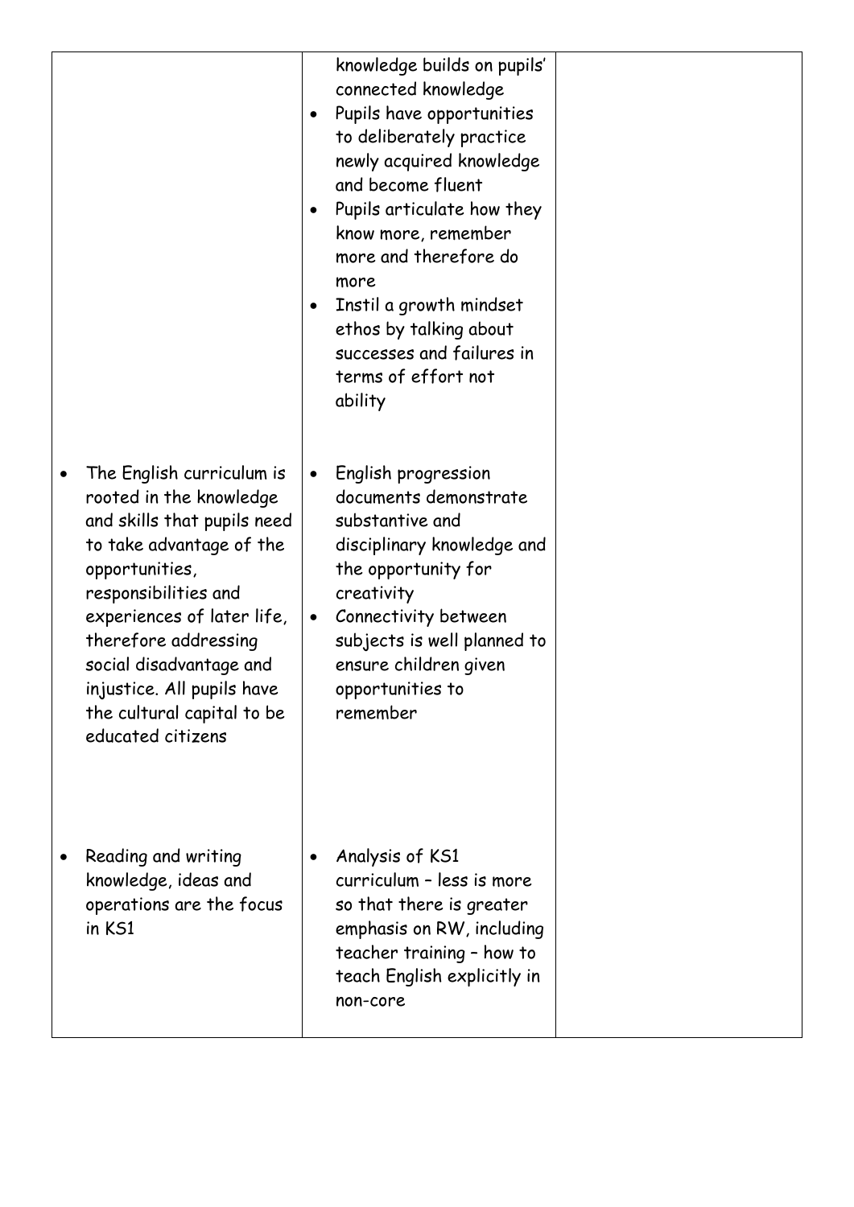| | | |
|---|---|---|
| | knowledge builds on pupils' connected knowledge<br>• Pupils have opportunities to deliberately practice newly acquired knowledge and become fluent<br>• Pupils articulate how they know more, remember more and therefore do more<br>• Instil a growth mindset ethos by talking about successes and failures in terms of effort not ability | |
| • The English curriculum is rooted in the knowledge and skills that pupils need to take advantage of the opportunities, responsibilities and experiences of later life, therefore addressing social disadvantage and injustice. All pupils have the cultural capital to be educated citizens | • English progression documents demonstrate substantive and disciplinary knowledge and the opportunity for creativity<br>• Connectivity between subjects is well planned to ensure children given opportunities to remember | |
| • Reading and writing knowledge, ideas and operations are the focus in KS1 | • Analysis of KS1 curriculum – less is more so that there is greater emphasis on RW, including teacher training – how to teach English explicitly in non-core | |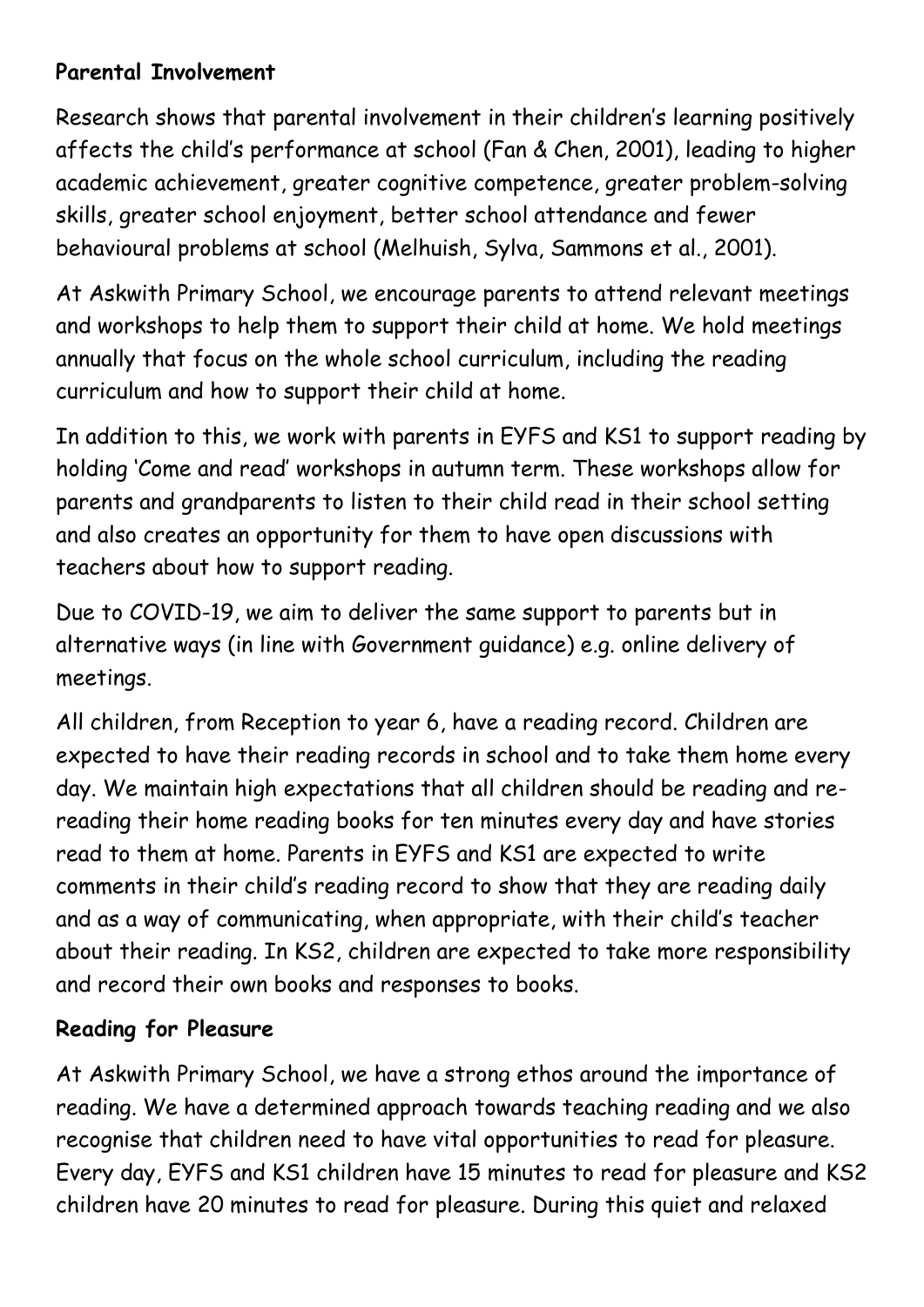**Parental Involvement**

Research shows that parental involvement in their children's learning positively affects the child's performance at school (Fan & Chen, 2001), leading to higher academic achievement, greater cognitive competence, greater problem-solving skills, greater school enjoyment, better school attendance and fewer behavioural problems at school (Melhuish, Sylva, Sammons et al., 2001).

At Askwith Primary School, we encourage parents to attend relevant meetings and workshops to help them to support their child at home. We hold meetings annually that focus on the whole school curriculum, including the reading curriculum and how to support their child at home.

In addition to this, we work with parents in EYFS and KS1 to support reading by holding 'Come and read' workshops in autumn term. These workshops allow for parents and grandparents to listen to their child read in their school setting and also creates an opportunity for them to have open discussions with teachers about how to support reading.

Due to COVID-19, we aim to deliver the same support to parents but in alternative ways (in line with Government guidance) e.g. online delivery of meetings.

All children, from Reception to year 6, have a reading record. Children are expected to have their reading records in school and to take them home every day. We maintain high expectations that all children should be reading and re-reading their home reading books for ten minutes every day and have stories read to them at home. Parents in EYFS and KS1 are expected to write comments in their child's reading record to show that they are reading daily and as a way of communicating, when appropriate, with their child's teacher about their reading. In KS2, children are expected to take more responsibility and record their own books and responses to books.

**Reading for Pleasure**

At Askwith Primary School, we have a strong ethos around the importance of reading. We have a determined approach towards teaching reading and we also recognise that children need to have vital opportunities to read for pleasure. Every day, EYFS and KS1 children have 15 minutes to read for pleasure and KS2 children have 20 minutes to read for pleasure. During this quiet and relaxed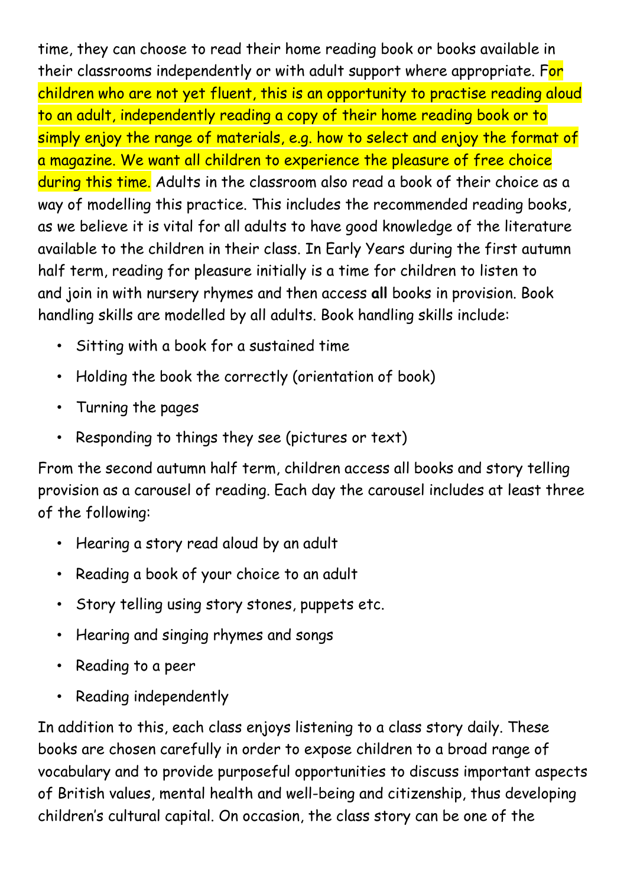time, they can choose to read their home reading book or books available in their classrooms independently or with adult support where appropriate. For children who are not yet fluent, this is an opportunity to practise reading aloud to an adult, independently reading a copy of their home reading book or to simply enjoy the range of materials, e.g. how to select and enjoy the format of a magazine. We want all children to experience the pleasure of free choice during this time. Adults in the classroom also read a book of their choice as a way of modelling this practice. This includes the recommended reading books, as we believe it is vital for all adults to have good knowledge of the literature available to the children in their class. In Early Years during the first autumn half term, reading for pleasure initially is a time for children to listen to and join in with nursery rhymes and then access **all** books in provision. Book handling skills are modelled by all adults. Book handling skills include:

- Sitting with a book for a sustained time
- Holding the book the correctly (orientation of book)
- Turning the pages
- Responding to things they see (pictures or text)

From the second autumn half term, children access all books and story telling provision as a carousel of reading. Each day the carousel includes at least three of the following:

- Hearing a story read aloud by an adult
- Reading a book of your choice to an adult
- Story telling using story stones, puppets etc.
- Hearing and singing rhymes and songs
- Reading to a peer
- Reading independently

In addition to this, each class enjoys listening to a class story daily. These books are chosen carefully in order to expose children to a broad range of vocabulary and to provide purposeful opportunities to discuss important aspects of British values, mental health and well-being and citizenship, thus developing children's cultural capital. On occasion, the class story can be one of the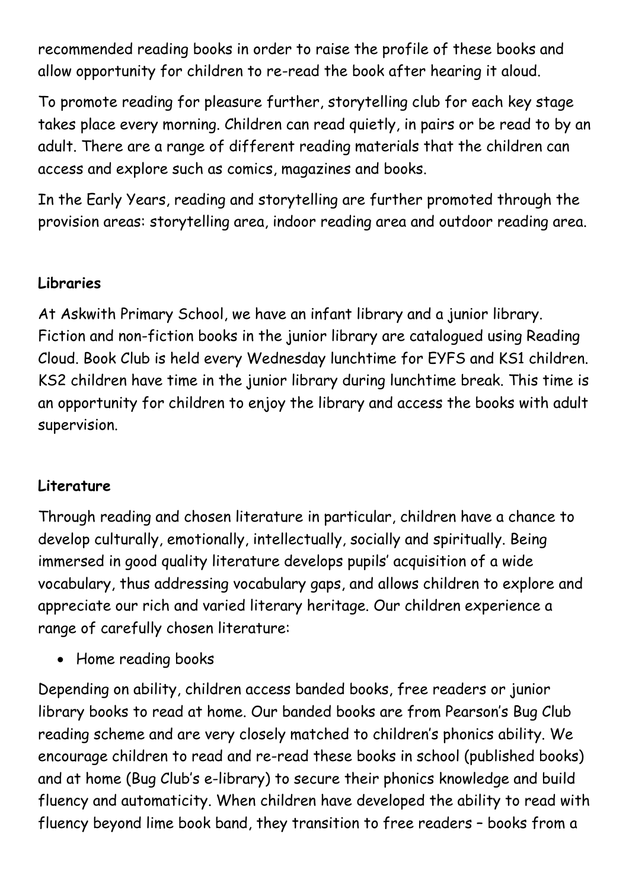recommended reading books in order to raise the profile of these books and allow opportunity for children to re-read the book after hearing it aloud.

To promote reading for pleasure further, storytelling club for each key stage takes place every morning. Children can read quietly, in pairs or be read to by an adult. There are a range of different reading materials that the children can access and explore such as comics, magazines and books.

In the Early Years, reading and storytelling are further promoted through the provision areas: storytelling area, indoor reading area and outdoor reading area.

**Libraries**

At Askwith Primary School, we have an infant library and a junior library. Fiction and non-fiction books in the junior library are catalogued using Reading Cloud. Book Club is held every Wednesday lunchtime for EYFS and KS1 children. KS2 children have time in the junior library during lunchtime break. This time is an opportunity for children to enjoy the library and access the books with adult supervision.

**Literature**

Through reading and chosen literature in particular, children have a chance to develop culturally, emotionally, intellectually, socially and spiritually. Being immersed in good quality literature develops pupils' acquisition of a wide vocabulary, thus addressing vocabulary gaps, and allows children to explore and appreciate our rich and varied literary heritage. Our children experience a range of carefully chosen literature:

- Home reading books

Depending on ability, children access banded books, free readers or junior library books to read at home. Our banded books are from Pearson's Bug Club reading scheme and are very closely matched to children's phonics ability. We encourage children to read and re-read these books in school (published books) and at home (Bug Club's e-library) to secure their phonics knowledge and build fluency and automaticity. When children have developed the ability to read with fluency beyond lime book band, they transition to free readers – books from a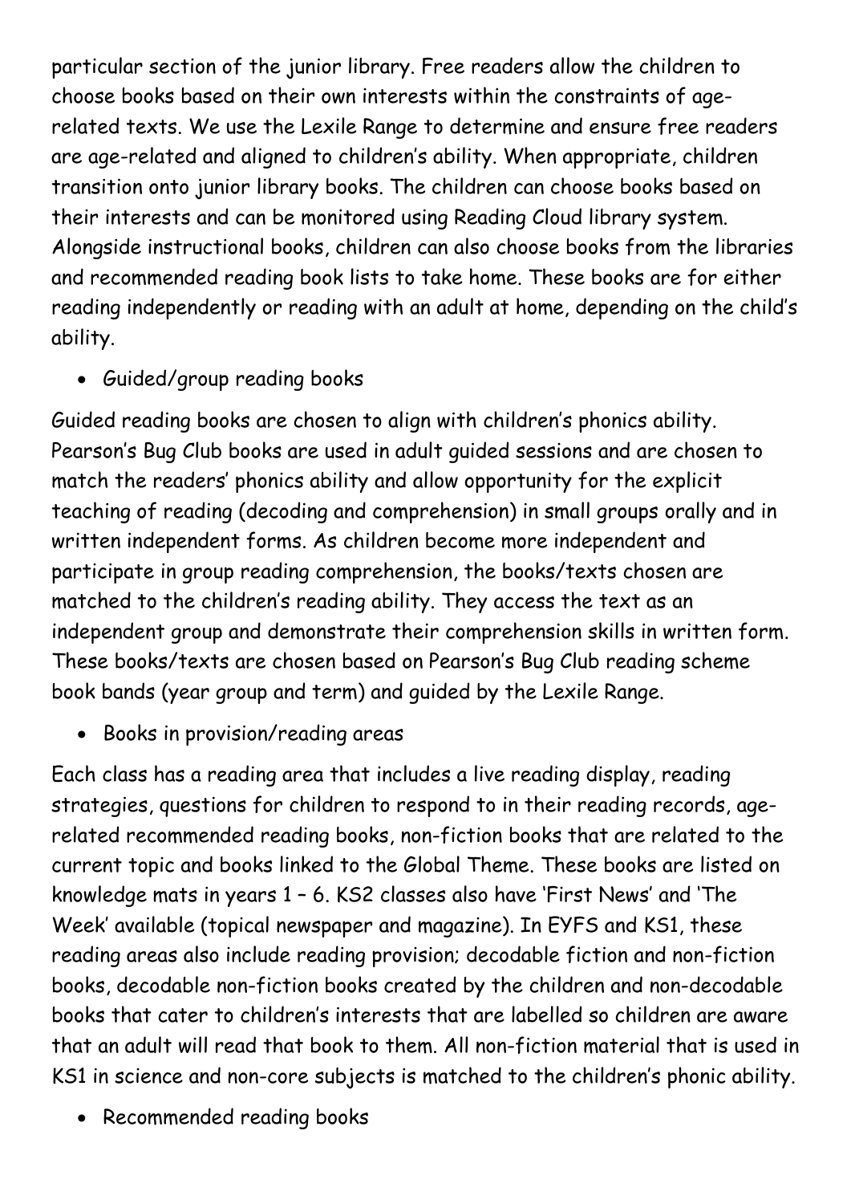particular section of the junior library. Free readers allow the children to choose books based on their own interests within the constraints of age-related texts. We use the Lexile Range to determine and ensure free readers are age-related and aligned to children's ability. When appropriate, children transition onto junior library books. The children can choose books based on their interests and can be monitored using Reading Cloud library system. Alongside instructional books, children can also choose books from the libraries and recommended reading book lists to take home. These books are for either reading independently or reading with an adult at home, depending on the child's ability.

- Guided/group reading books

Guided reading books are chosen to align with children's phonics ability. Pearson's Bug Club books are used in adult guided sessions and are chosen to match the readers' phonics ability and allow opportunity for the explicit teaching of reading (decoding and comprehension) in small groups orally and in written independent forms. As children become more independent and participate in group reading comprehension, the books/texts chosen are matched to the children's reading ability. They access the text as an independent group and demonstrate their comprehension skills in written form. These books/texts are chosen based on Pearson's Bug Club reading scheme book bands (year group and term) and guided by the Lexile Range.

- Books in provision/reading areas

Each class has a reading area that includes a live reading display, reading strategies, questions for children to respond to in their reading records, age-related recommended reading books, non-fiction books that are related to the current topic and books linked to the Global Theme. These books are listed on knowledge mats in years 1 – 6. KS2 classes also have 'First News' and 'The Week' available (topical newspaper and magazine). In EYFS and KS1, these reading areas also include reading provision; decodable fiction and non-fiction books, decodable non-fiction books created by the children and non-decodable books that cater to children's interests that are labelled so children are aware that an adult will read that book to them. All non-fiction material that is used in KS1 in science and non-core subjects is matched to the children's phonic ability.

- Recommended reading books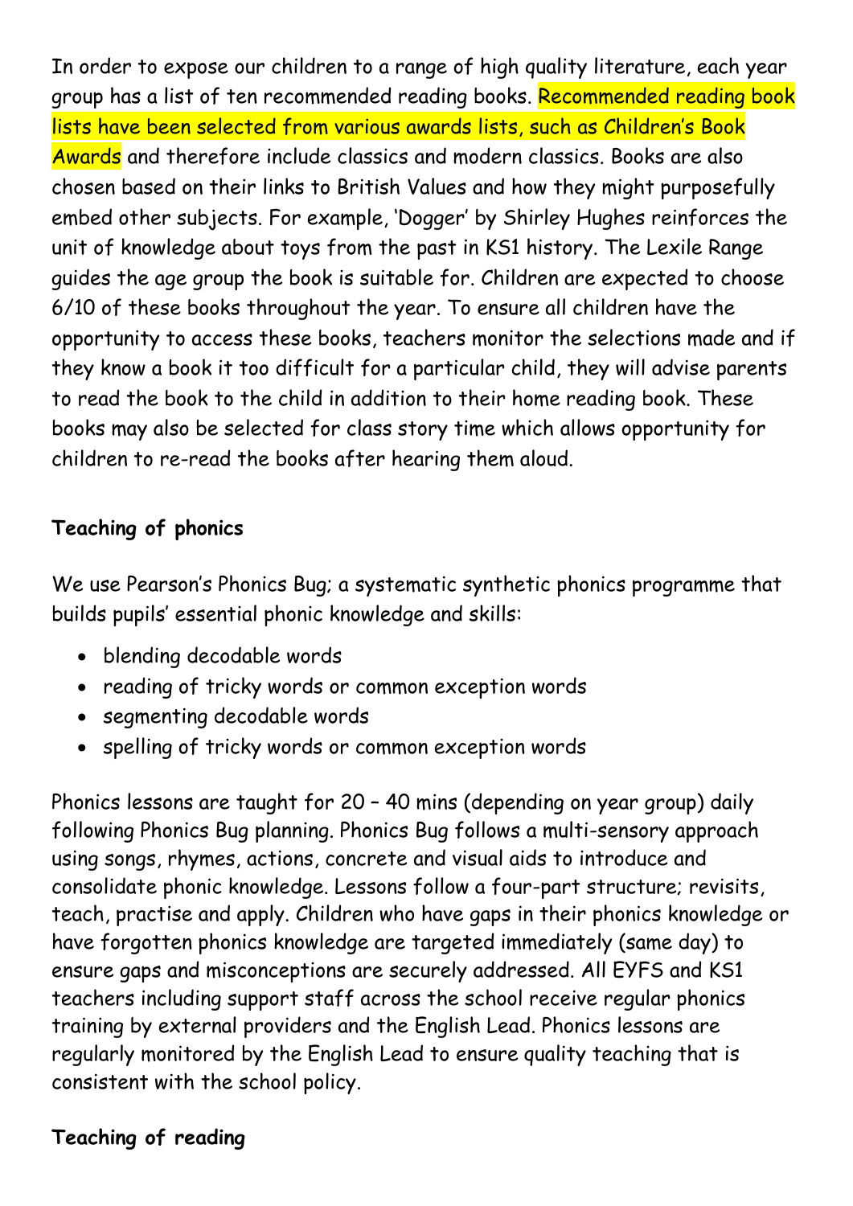In order to expose our children to a range of high quality literature, each year group has a list of ten recommended reading books. Recommended reading book lists have been selected from various awards lists, such as Children's Book Awards and therefore include classics and modern classics. Books are also chosen based on their links to British Values and how they might purposefully embed other subjects. For example, 'Dogger' by Shirley Hughes reinforces the unit of knowledge about toys from the past in KS1 history. The Lexile Range guides the age group the book is suitable for. Children are expected to choose 6/10 of these books throughout the year. To ensure all children have the opportunity to access these books, teachers monitor the selections made and if they know a book it too difficult for a particular child, they will advise parents to read the book to the child in addition to their home reading book. These books may also be selected for class story time which allows opportunity for children to re-read the books after hearing them aloud.

**Teaching of phonics**

We use Pearson's Phonics Bug; a systematic synthetic phonics programme that builds pupils' essential phonic knowledge and skills:

- blending decodable words
- reading of tricky words or common exception words
- segmenting decodable words
- spelling of tricky words or common exception words

Phonics lessons are taught for 20 – 40 mins (depending on year group) daily following Phonics Bug planning. Phonics Bug follows a multi-sensory approach using songs, rhymes, actions, concrete and visual aids to introduce and consolidate phonic knowledge. Lessons follow a four-part structure; revisits, teach, practise and apply. Children who have gaps in their phonics knowledge or have forgotten phonics knowledge are targeted immediately (same day) to ensure gaps and misconceptions are securely addressed. All EYFS and KS1 teachers including support staff across the school receive regular phonics training by external providers and the English Lead. Phonics lessons are regularly monitored by the English Lead to ensure quality teaching that is consistent with the school policy.

**Teaching of reading**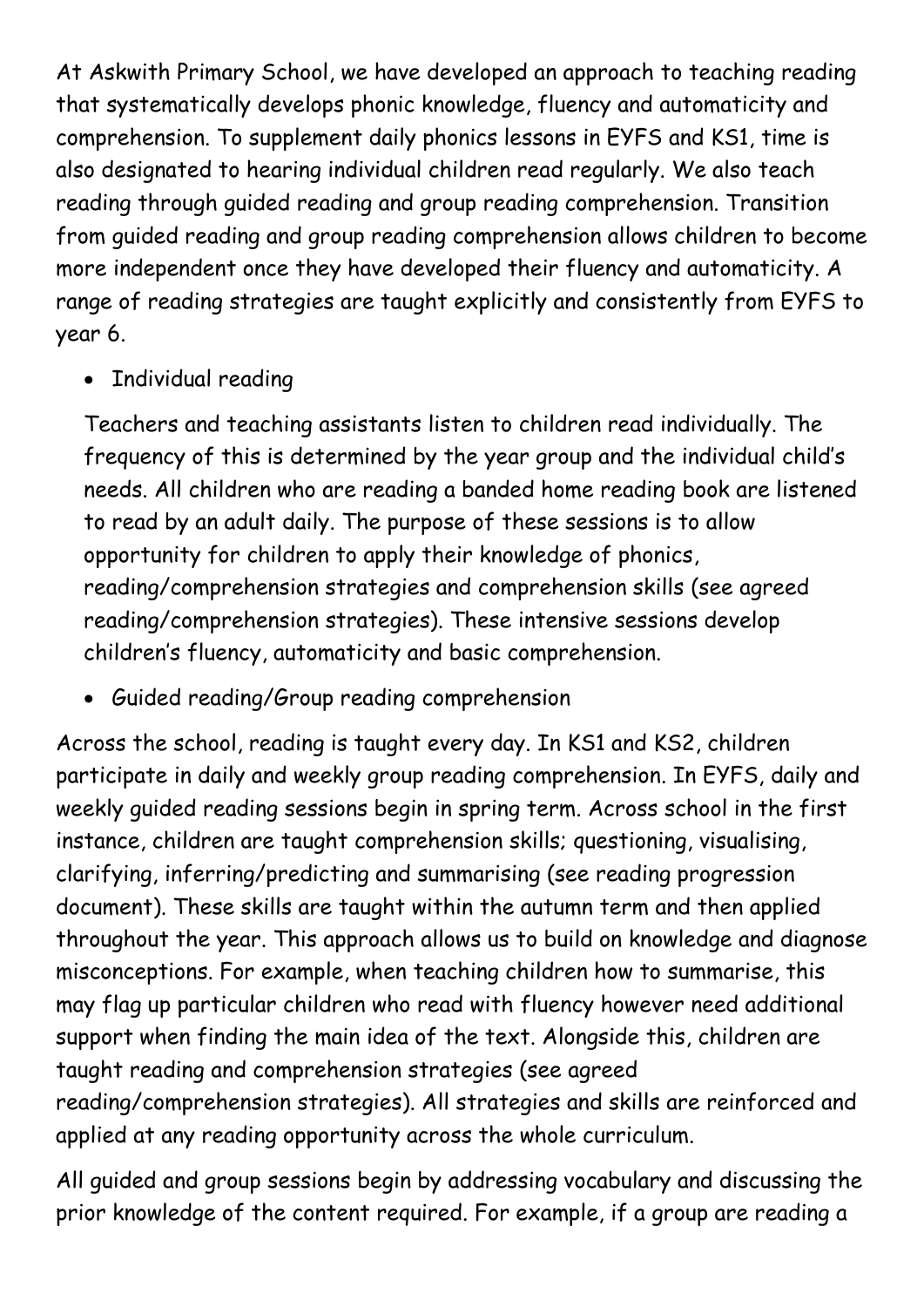At Askwith Primary School, we have developed an approach to teaching reading that systematically develops phonic knowledge, fluency and automaticity and comprehension. To supplement daily phonics lessons in EYFS and KS1, time is also designated to hearing individual children read regularly. We also teach reading through guided reading and group reading comprehension. Transition from guided reading and group reading comprehension allows children to become more independent once they have developed their fluency and automaticity. A range of reading strategies are taught explicitly and consistently from EYFS to year 6.

- Individual reading

  Teachers and teaching assistants listen to children read individually. The frequency of this is determined by the year group and the individual child's needs. All children who are reading a banded home reading book are listened to read by an adult daily. The purpose of these sessions is to allow opportunity for children to apply their knowledge of phonics, reading/comprehension strategies and comprehension skills (see agreed reading/comprehension strategies). These intensive sessions develop children's fluency, automaticity and basic comprehension.

- Guided reading/Group reading comprehension

Across the school, reading is taught every day. In KS1 and KS2, children participate in daily and weekly group reading comprehension. In EYFS, daily and weekly guided reading sessions begin in spring term. Across school in the first instance, children are taught comprehension skills; questioning, visualising, clarifying, inferring/predicting and summarising (see reading progression document). These skills are taught within the autumn term and then applied throughout the year. This approach allows us to build on knowledge and diagnose misconceptions. For example, when teaching children how to summarise, this may flag up particular children who read with fluency however need additional support when finding the main idea of the text. Alongside this, children are taught reading and comprehension strategies (see agreed reading/comprehension strategies). All strategies and skills are reinforced and applied at any reading opportunity across the whole curriculum.

All guided and group sessions begin by addressing vocabulary and discussing the prior knowledge of the content required. For example, if a group are reading a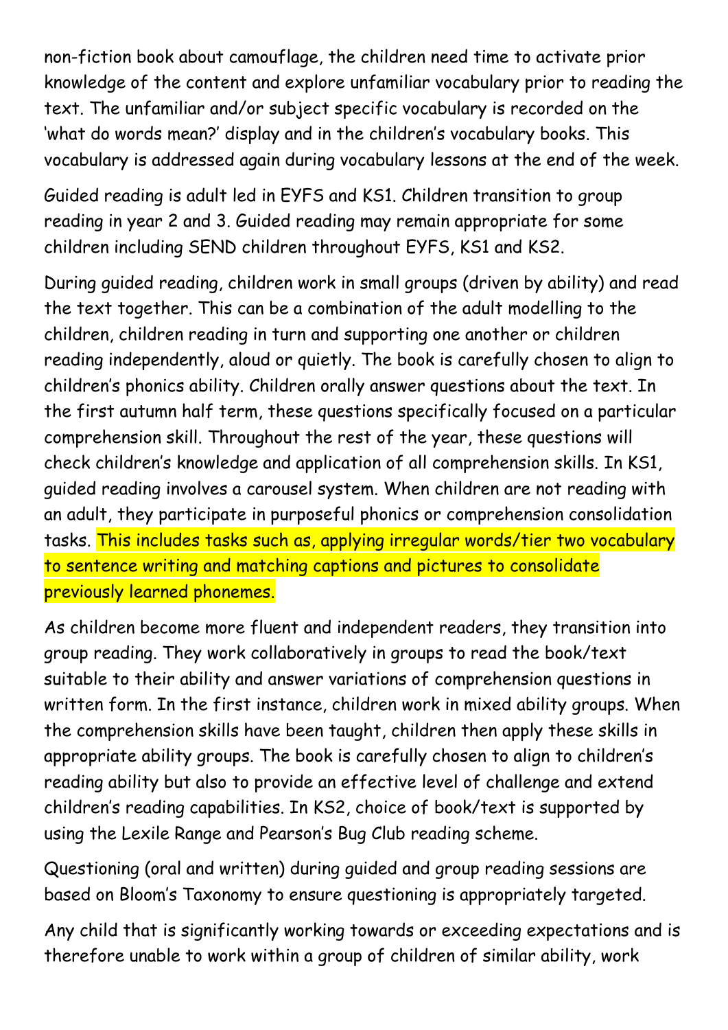non-fiction book about camouflage, the children need time to activate prior knowledge of the content and explore unfamiliar vocabulary prior to reading the text. The unfamiliar and/or subject specific vocabulary is recorded on the 'what do words mean?' display and in the children's vocabulary books. This vocabulary is addressed again during vocabulary lessons at the end of the week.

Guided reading is adult led in EYFS and KS1. Children transition to group reading in year 2 and 3. Guided reading may remain appropriate for some children including SEND children throughout EYFS, KS1 and KS2.

During guided reading, children work in small groups (driven by ability) and read the text together. This can be a combination of the adult modelling to the children, children reading in turn and supporting one another or children reading independently, aloud or quietly. The book is carefully chosen to align to children's phonics ability. Children orally answer questions about the text. In the first autumn half term, these questions specifically focused on a particular comprehension skill. Throughout the rest of the year, these questions will check children's knowledge and application of all comprehension skills. In KS1, guided reading involves a carousel system. When children are not reading with an adult, they participate in purposeful phonics or comprehension consolidation tasks. This includes tasks such as, applying irregular words/tier two vocabulary to sentence writing and matching captions and pictures to consolidate previously learned phonemes.

As children become more fluent and independent readers, they transition into group reading. They work collaboratively in groups to read the book/text suitable to their ability and answer variations of comprehension questions in written form. In the first instance, children work in mixed ability groups. When the comprehension skills have been taught, children then apply these skills in appropriate ability groups. The book is carefully chosen to align to children's reading ability but also to provide an effective level of challenge and extend children's reading capabilities. In KS2, choice of book/text is supported by using the Lexile Range and Pearson's Bug Club reading scheme.

Questioning (oral and written) during guided and group reading sessions are based on Bloom's Taxonomy to ensure questioning is appropriately targeted.

Any child that is significantly working towards or exceeding expectations and is therefore unable to work within a group of children of similar ability, work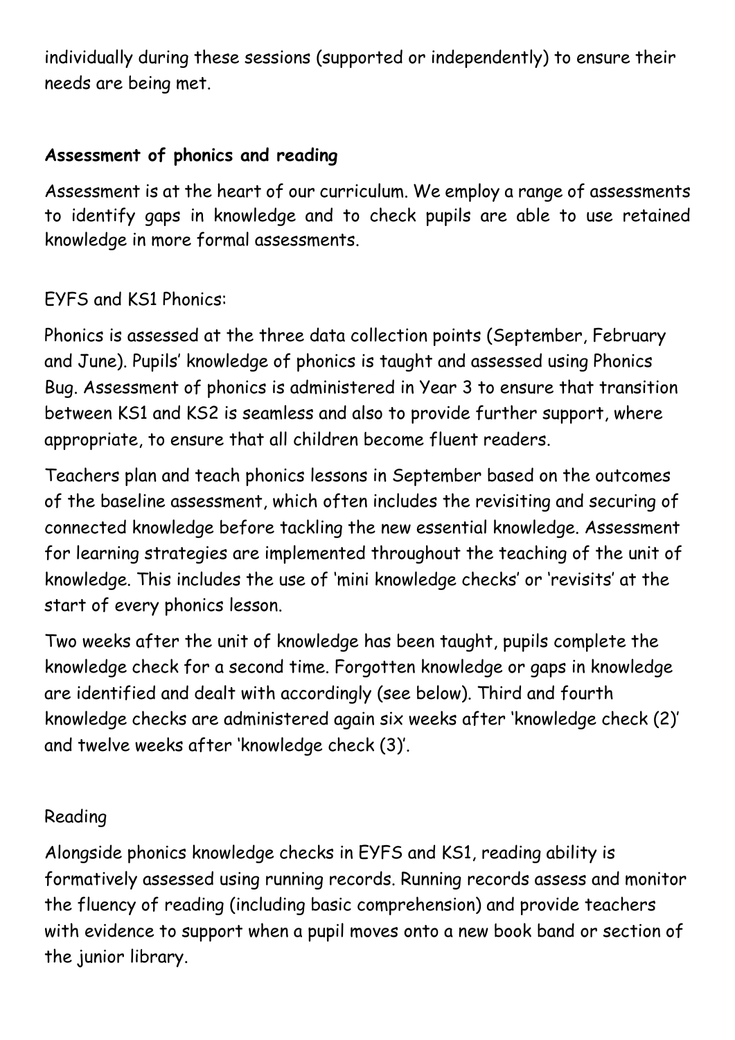individually during these sessions (supported or independently) to ensure their needs are being met.

**Assessment of phonics and reading**

Assessment is at the heart of our curriculum. We employ a range of assessments to identify gaps in knowledge and to check pupils are able to use retained knowledge in more formal assessments.

EYFS and KS1 Phonics:

Phonics is assessed at the three data collection points (September, February and June). Pupils' knowledge of phonics is taught and assessed using Phonics Bug. Assessment of phonics is administered in Year 3 to ensure that transition between KS1 and KS2 is seamless and also to provide further support, where appropriate, to ensure that all children become fluent readers.

Teachers plan and teach phonics lessons in September based on the outcomes of the baseline assessment, which often includes the revisiting and securing of connected knowledge before tackling the new essential knowledge. Assessment for learning strategies are implemented throughout the teaching of the unit of knowledge. This includes the use of 'mini knowledge checks' or 'revisits' at the start of every phonics lesson.

Two weeks after the unit of knowledge has been taught, pupils complete the knowledge check for a second time. Forgotten knowledge or gaps in knowledge are identified and dealt with accordingly (see below). Third and fourth knowledge checks are administered again six weeks after 'knowledge check (2)' and twelve weeks after 'knowledge check (3)'.

Reading

Alongside phonics knowledge checks in EYFS and KS1, reading ability is formatively assessed using running records. Running records assess and monitor the fluency of reading (including basic comprehension) and provide teachers with evidence to support when a pupil moves onto a new book band or section of the junior library.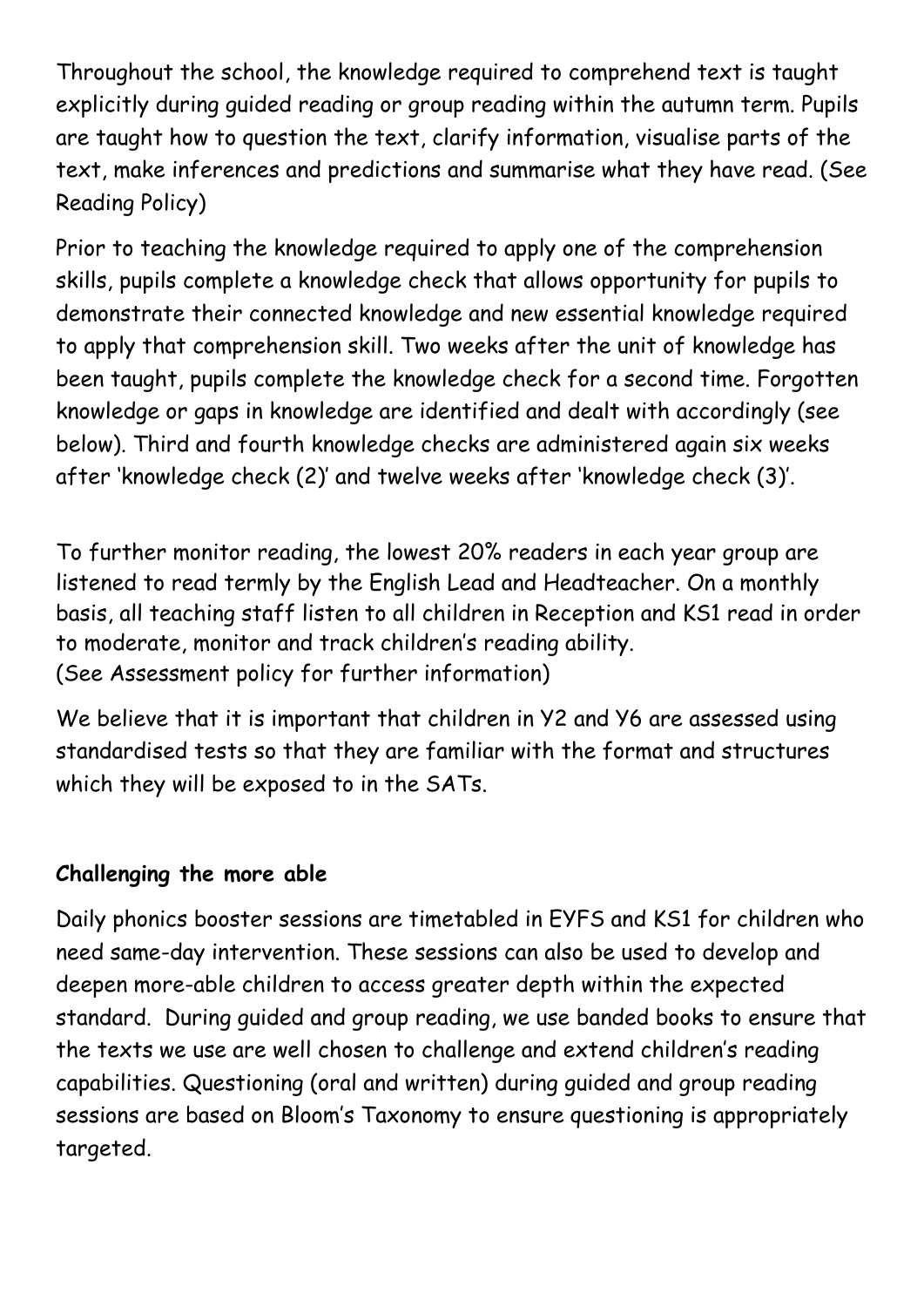Throughout the school, the knowledge required to comprehend text is taught explicitly during guided reading or group reading within the autumn term. Pupils are taught how to question the text, clarify information, visualise parts of the text, make inferences and predictions and summarise what they have read. (See Reading Policy)

Prior to teaching the knowledge required to apply one of the comprehension skills, pupils complete a knowledge check that allows opportunity for pupils to demonstrate their connected knowledge and new essential knowledge required to apply that comprehension skill. Two weeks after the unit of knowledge has been taught, pupils complete the knowledge check for a second time. Forgotten knowledge or gaps in knowledge are identified and dealt with accordingly (see below). Third and fourth knowledge checks are administered again six weeks after 'knowledge check (2)' and twelve weeks after 'knowledge check (3)'.

To further monitor reading, the lowest 20% readers in each year group are listened to read termly by the English Lead and Headteacher. On a monthly basis, all teaching staff listen to all children in Reception and KS1 read in order to moderate, monitor and track children's reading ability.
(See Assessment policy for further information)

We believe that it is important that children in Y2 and Y6 are assessed using standardised tests so that they are familiar with the format and structures which they will be exposed to in the SATs.

**Challenging the more able**

Daily phonics booster sessions are timetabled in EYFS and KS1 for children who need same-day intervention. These sessions can also be used to develop and deepen more-able children to access greater depth within the expected standard. During guided and group reading, we use banded books to ensure that the texts we use are well chosen to challenge and extend children's reading capabilities. Questioning (oral and written) during guided and group reading sessions are based on Bloom's Taxonomy to ensure questioning is appropriately targeted.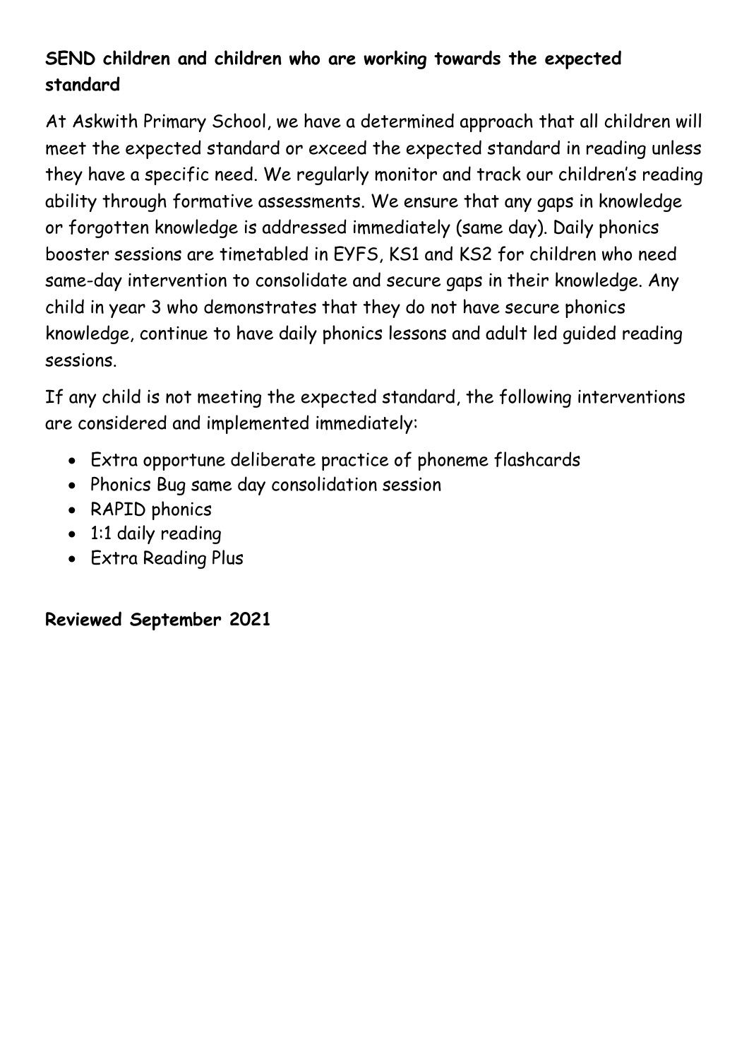## SEND children and children who are working towards the expected standard

At Askwith Primary School, we have a determined approach that all children will meet the expected standard or exceed the expected standard in reading unless they have a specific need. We regularly monitor and track our children's reading ability through formative assessments. We ensure that any gaps in knowledge or forgotten knowledge is addressed immediately (same day). Daily phonics booster sessions are timetabled in EYFS, KS1 and KS2 for children who need same-day intervention to consolidate and secure gaps in their knowledge. Any child in year 3 who demonstrates that they do not have secure phonics knowledge, continue to have daily phonics lessons and adult led guided reading sessions.

If any child is not meeting the expected standard, the following interventions are considered and implemented immediately:

- Extra opportune deliberate practice of phoneme flashcards
- Phonics Bug same day consolidation session
- RAPID phonics
- 1:1 daily reading
- Extra Reading Plus

**Reviewed September 2021**